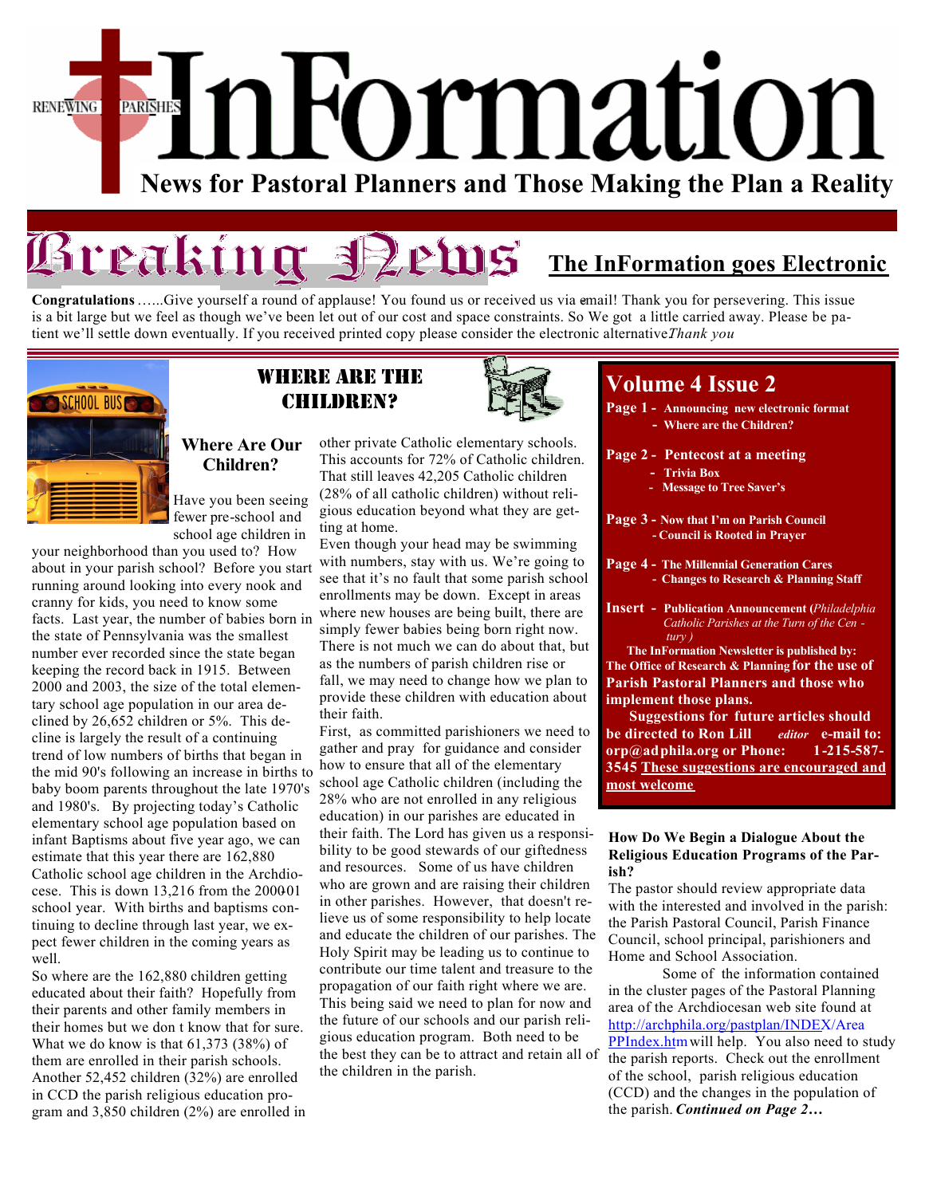# InFormation

RENEWING PARISHES

**News for Pastoral Planners and Those Making the Plan a Reality**

## Breaking News

## The InFormation goes Electronic

**Congratulations**……Give yourself a round of applause! You found us or received us via email! Thank you for persevering. This issue is a bit large but we feel as though we've been let out of our cost and space constraints. So We got a little carried away. Please be patient we'll settle down eventually. If you received printed copy please consider the electronic alternative *Thank you*

## WHERE ARE THE CHILDREN?

### Where Are Our Children?

Have you been seeing fewer pre-school and school age children in your neighborhood than you used to? How about in your parish school? Before you start running around looking into every nook and cranny for kids, you need to know some facts. Last year, the number of babies born in the state of Pennsylvania was the smallest number ever recorded since the state began keeping the record back in 1915. Between 2000 and 2003, the size of the total elementary school age population in our area declined by 26,652 children or 5%. This decline is largely the result of a continuing trend of low numbers of births that began in the mid 90's following an increase in births to baby boom parents throughout the late 1970's and 1980's. By projecting today's Catholic elementary school age population based on infant Baptisms about five year ago, we can estimate that this year there are 162,880 Catholic school age children in the Archdiocese. This is down 13,216 from the 2000-01 school year. With births and baptisms continuing to decline through last year, we expect fewer children in the coming years as well.

So where are the 162,880 children getting educated about their faith? Hopefully from their parents and other family members in their homes but we don t know that for sure. What we do know is that 61,373 (38%) of them are enrolled in their parish schools. Another 52,452 children (32%) are enrolled in CCD the parish religious education program and 3,850 children (2%) are enrolled in other private Catholic elementary schools. This accounts for 72% of Catholic children. That still leaves 42,205 Catholic children (28% of all catholic children) without religious education beyond what they are getting at home.

Even though your head may be swimming with numbers, stay with us. We're going to see that it's no fault that some parish school enrollments may be down. Except in areas where new houses are being built, there are simply fewer babies being born right now. There is not much we can do about that, but as the numbers of parish children rise or fall, we may need to change how we plan to provide these children with education about their faith.

First, as committed parishioners we need to gather and pray for guidance and consider how to ensure that all of the elementary school age Catholic children (including the 28% who are not enrolled in any religious education) in our parishes are educated in their faith. The Lord has given us a responsibility to be good stewards of our giftedness and resources. Some of us have children who are grown and are raising their children in other parishes. However, that doesn't relieve us of some responsibility to help locate and educate the children of our parishes. The Holy Spirit may be leading us to continue to contribute our time talent and treasure to the propagation of our faith right where we are. This being said we need to plan for now and the future of our schools and our parish religious education program. Both need to be the best they can be to attract and retain all of the children in the parish.

## Volume 4 Issue 2

**Page 1 -** **Announcing new electronic format**
**- Where are the Children?**

**Page 2 -** **Pentecost at a meeting**
**- Trivia Box**
**- Message to Tree Saver's**

**Page 3 -** **Now that I'm on Parish Council**
**- Council is Rooted in Prayer**

**Page 4 -** **The Millennial Generation Cares**
**- Changes to Research & Planning Staff**

**Insert -** **Publication Announcement (*Philadelphia Catholic Parishes at the Turn of the Century*)**

**The InFormation Newsletter is published by: The Office of Research & Planning for the use of Parish Pastoral Planners and those who implement those plans.**

**Suggestions for future articles should be directed to Ron Lill** ***editor*** **e-mail to: orp@adphila.org or Phone: 1-215-587-3545** **These suggestions are encouraged and most welcome**

### How Do We Begin a Dialogue About the Religious Education Programs of the Parish?

The pastor should review appropriate data with the interested and involved in the parish: the Parish Pastoral Council, Parish Finance Council, school principal, parishioners and Home and School Association.

Some of the information contained in the cluster pages of the Pastoral Planning area of the Archdiocesan web site found at http://archphila.org/pastplan/INDEX/AreaPPIndex.htm will help. You also need to study the parish reports. Check out the enrollment of the school, parish religious education (CCD) and the changes in the population of the parish. ***Continued on Page 2…***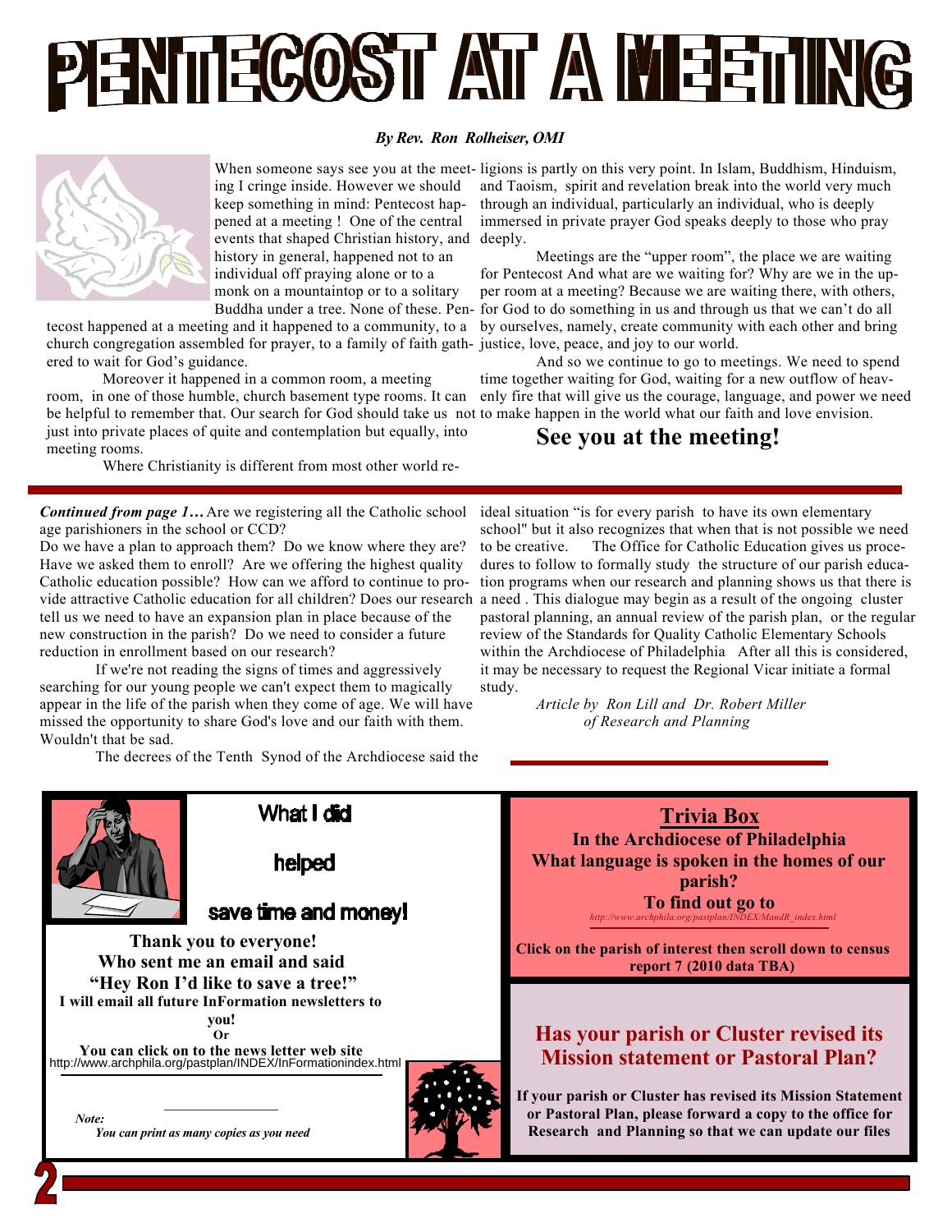# PENTECOST AT A MEETING

***By Rev. Ron Rolheiser, OMI***

When someone says see you at the meeting I cringe inside. However we should keep something in mind: Pentecost happened at a meeting ! One of the central events that shaped Christian history, and history in general, happened not to an individual off praying alone or to a monk on a mountaintop or to a solitary Buddha under a tree. None of these. Pentecost happened at a meeting and it happened to a community, to a church congregation assembled for prayer, to a family of faith gathered to wait for God's guidance.

Moreover it happened in a common room, a meeting room, in one of those humble, church basement type rooms. It can be helpful to remember that. Our search for God should take us not just into private places of quite and contemplation but equally, into meeting rooms.

Where Christianity is different from most other world religions is partly on this very point. In Islam, Buddhism, Hinduism, and Taoism, spirit and revelation break into the world very much through an individual, particularly an individual, who is deeply immersed in private prayer God speaks deeply to those who pray deeply.

Meetings are the "upper room", the place we are waiting for Pentecost And what are we waiting for? Why are we in the upper room at a meeting? Because we are waiting there, with others, for God to do something in us and through us that we can't do all by ourselves, namely, create community with each other and bring justice, love, peace, and joy to our world.

And so we continue to go to meetings. We need to spend time together waiting for God, waiting for a new outflow of heavenly fire that will give us the courage, language, and power we need to make happen in the world what our faith and love envision.

## See you at the meeting!

---

***Continued from page 1…*** Are we registering all the Catholic school age parishioners in the school or CCD?
Do we have a plan to approach them? Do we know where they are? Have we asked them to enroll? Are we offering the highest quality Catholic education possible? How can we afford to continue to provide attractive Catholic education for all children? Does our research tell us we need to have an expansion plan in place because of the new construction in the parish? Do we need to consider a future reduction in enrollment based on our research?

If we're not reading the signs of times and aggressively searching for our young people we can't expect them to magically appear in the life of the parish when they come of age. We will have missed the opportunity to share God's love and our faith with them. Wouldn't that be sad.

The decrees of the Tenth Synod of the Archdiocese said the ideal situation "is for every parish to have its own elementary school" but it also recognizes that when that is not possible we need to be creative. The Office for Catholic Education gives us procedures to follow to formally study the structure of our parish education programs when our research and planning shows us that there is a need . This dialogue may begin as a result of the ongoing cluster pastoral planning, an annual review of the parish plan, or the regular review of the Standards for Quality Catholic Elementary Schools within the Archdiocese of Philadelphia After all this is considered, it may be necessary to request the Regional Vicar initiate a formal study.

*Article by Ron Lill and Dr. Robert Miller*
*of Research and Planning*

---

### What I did helped save time and money!

**Thank you to everyone!**
**Who sent me an email and said**
**"Hey Ron I'd like to save a tree!"**
**I will email all future InFormation newsletters to you!**
**Or**
**You can click on to the news letter web site**
http://www.archphila.org/pastplan/INDEX/InFormationindex.html

***Note:***
***You can print as many copies as you need***

---

### Trivia Box

**In the Archdiocese of Philadelphia**
**What language is spoken in the homes of our parish?**
**To find out go to**
*http://www.archphila.org/pastplan/INDEX/MandR_index.html*

**Click on the parish of interest then scroll down to census report 7 (2010 data TBA)**

---

### Has your parish or Cluster revised its Mission statement or Pastoral Plan?

**If your parish or Cluster has revised its Mission Statement or Pastoral Plan, please forward a copy to the office for Research and Planning so that we can update our files**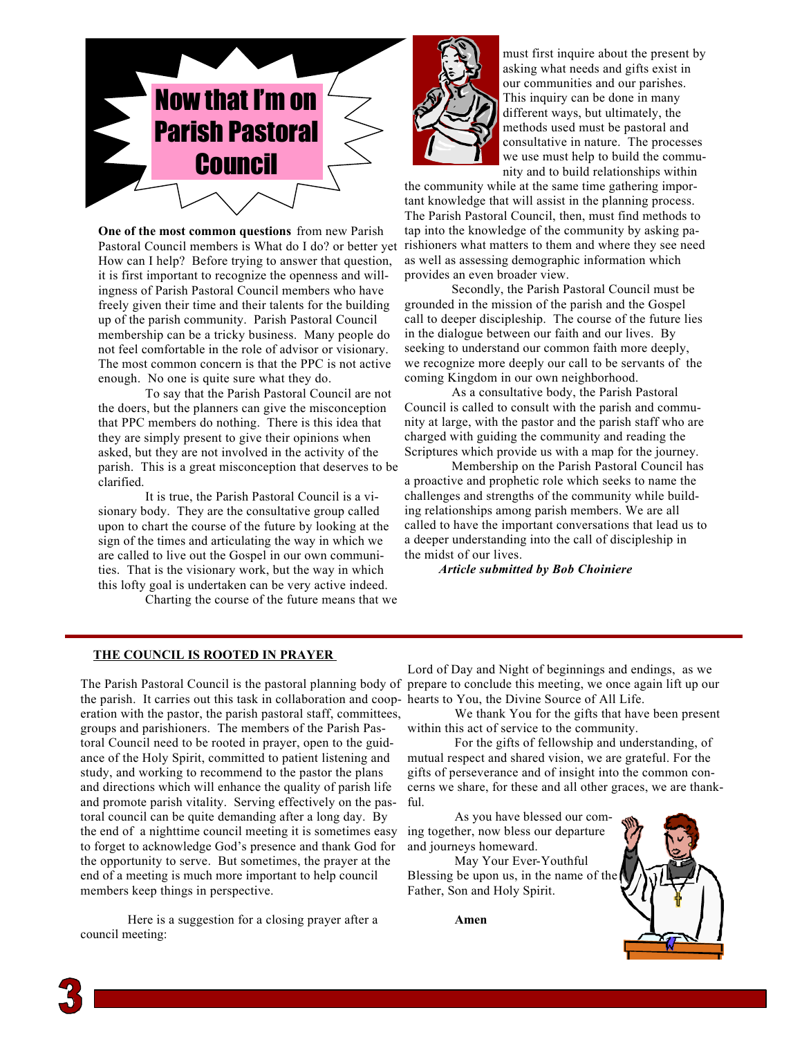# Now that I'm on Parish Pastoral Council

**One of the most common questions** from new Parish Pastoral Council members is What do I do? or better yet How can I help? Before trying to answer that question, it is first important to recognize the openness and willingness of Parish Pastoral Council members who have freely given their time and their talents for the building up of the parish community. Parish Pastoral Council membership can be a tricky business. Many people do not feel comfortable in the role of advisor or visionary. The most common concern is that the PPC is not active enough. No one is quite sure what they do.

To say that the Parish Pastoral Council are not the doers, but the planners can give the misconception that PPC members do nothing. There is this idea that they are simply present to give their opinions when asked, but they are not involved in the activity of the parish. This is a great misconception that deserves to be clarified.

It is true, the Parish Pastoral Council is a visionary body. They are the consultative group called upon to chart the course of the future by looking at the sign of the times and articulating the way in which we are called to live out the Gospel in our own communities. That is the visionary work, but the way in which this lofty goal is undertaken can be very active indeed.

Charting the course of the future means that we must first inquire about the present by asking what needs and gifts exist in our communities and our parishes. This inquiry can be done in many different ways, but ultimately, the methods used must be pastoral and consultative in nature. The processes we use must help to build the community and to build relationships within the community while at the same time gathering important knowledge that will assist in the planning process. The Parish Pastoral Council, then, must find methods to tap into the knowledge of the community by asking parishioners what matters to them and where they see need as well as assessing demographic information which provides an even broader view.

Secondly, the Parish Pastoral Council must be grounded in the mission of the parish and the Gospel call to deeper discipleship. The course of the future lies in the dialogue between our faith and our lives. By seeking to understand our common faith more deeply, we recognize more deeply our call to be servants of the coming Kingdom in our own neighborhood.

As a consultative body, the Parish Pastoral Council is called to consult with the parish and community at large, with the pastor and the parish staff who are charged with guiding the community and reading the Scriptures which provide us with a map for the journey.

Membership on the Parish Pastoral Council has a proactive and prophetic role which seeks to name the challenges and strengths of the community while building relationships among parish members. We are all called to have the important conversations that lead us to a deeper understanding into the call of discipleship in the midst of our lives.

***Article submitted by Bob Choiniere***

---

## THE COUNCIL IS ROOTED IN PRAYER

The Parish Pastoral Council is the pastoral planning body of the parish. It carries out this task in collaboration and cooperation with the pastor, the parish pastoral staff, committees, groups and parishioners. The members of the Parish Pastoral Council need to be rooted in prayer, open to the guidance of the Holy Spirit, committed to patient listening and study, and working to recommend to the pastor the plans and directions which will enhance the quality of parish life and promote parish vitality. Serving effectively on the pastoral council can be quite demanding after a long day. By the end of a nighttime council meeting it is sometimes easy to forget to acknowledge God's presence and thank God for the opportunity to serve. But sometimes, the prayer at the end of a meeting is much more important to help council members keep things in perspective.

Here is a suggestion for a closing prayer after a council meeting:

Lord of Day and Night of beginnings and endings, as we prepare to conclude this meeting, we once again lift up our hearts to You, the Divine Source of All Life.

We thank You for the gifts that have been present within this act of service to the community.

For the gifts of fellowship and understanding, of mutual respect and shared vision, we are grateful. For the gifts of perseverance and of insight into the common concerns we share, for these and all other graces, we are thankful.

As you have blessed our coming together, now bless our departure and journeys homeward.

May Your Ever-Youthful Blessing be upon us, in the name of the Father, Son and Holy Spirit.

**Amen**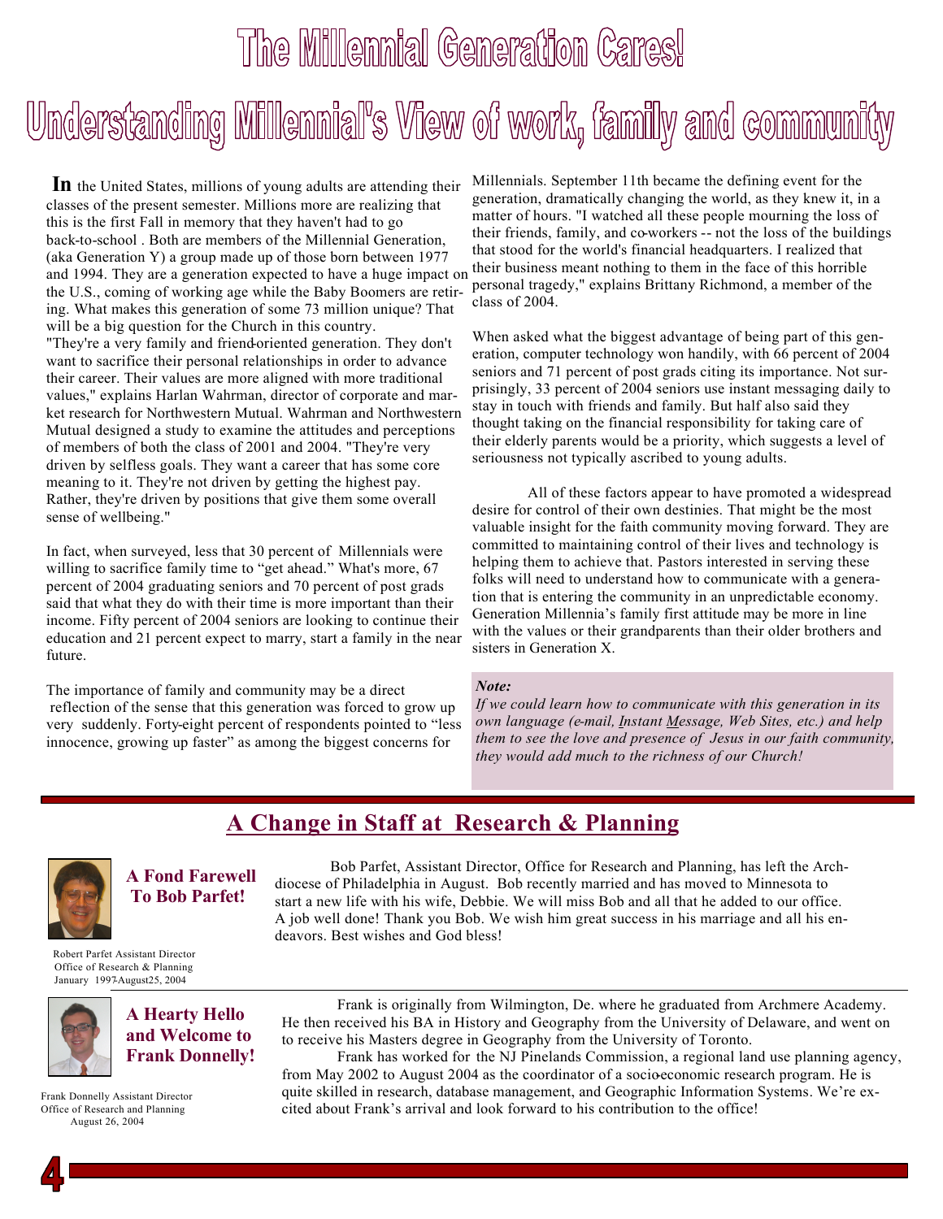# The Millennial Generation Cares!

## Understanding Millennial's View of work, family and community

**In** the United States, millions of young adults are attending their classes of the present semester. Millions more are realizing that this is the first Fall in memory that they haven't had to go back-to-school . Both are members of the Millennial Generation, (aka Generation Y) a group made up of those born between 1977 and 1994. They are a generation expected to have a huge impact on the U.S., coming of working age while the Baby Boomers are retiring. What makes this generation of some 73 million unique? That will be a big question for the Church in this country.
"They're a very family and friend-oriented generation. They don't want to sacrifice their personal relationships in order to advance their career. Their values are more aligned with more traditional values," explains Harlan Wahrman, director of corporate and market research for Northwestern Mutual. Wahrman and Northwestern Mutual designed a study to examine the attitudes and perceptions of members of both the class of 2001 and 2004. "They're very driven by selfless goals. They want a career that has some core meaning to it. They're not driven by getting the highest pay. Rather, they're driven by positions that give them some overall sense of wellbeing."

In fact, when surveyed, less that 30 percent of Millennials were willing to sacrifice family time to "get ahead." What's more, 67 percent of 2004 graduating seniors and 70 percent of post grads said that what they do with their time is more important than their income. Fifty percent of 2004 seniors are looking to continue their education and 21 percent expect to marry, start a family in the near future.

The importance of family and community may be a direct reflection of the sense that this generation was forced to grow up very suddenly. Forty-eight percent of respondents pointed to "less innocence, growing up faster" as among the biggest concerns for Millennials. September 11th became the defining event for the generation, dramatically changing the world, as they knew it, in a matter of hours. "I watched all these people mourning the loss of their friends, family, and co-workers -- not the loss of the buildings that stood for the world's financial headquarters. I realized that their business meant nothing to them in the face of this horrible personal tragedy," explains Brittany Richmond, a member of the class of 2004.

When asked what the biggest advantage of being part of this generation, computer technology won handily, with 66 percent of 2004 seniors and 71 percent of post grads citing its importance. Not surprisingly, 33 percent of 2004 seniors use instant messaging daily to stay in touch with friends and family. But half also said they thought taking on the financial responsibility for taking care of their elderly parents would be a priority, which suggests a level of seriousness not typically ascribed to young adults.

All of these factors appear to have promoted a widespread desire for control of their own destinies. That might be the most valuable insight for the faith community moving forward. They are committed to maintaining control of their lives and technology is helping them to achieve that. Pastors interested in serving these folks will need to understand how to communicate with a generation that is entering the community in an unpredictable economy. Generation Millennia's family first attitude may be more in line with the values or their grandparents than their older brothers and sisters in Generation X.

***Note:***
*If we could learn how to communicate with this generation in its own language (e-mail, Instant Message, Web Sites, etc.) and help them to see the love and presence of Jesus in our faith community, they would add much to the richness of our Church!*

## A Change in Staff at Research & Planning

### A Fond Farewell To Bob Parfet!

Robert Parfet Assistant Director
Office of Research & Planning
January 1997-August25, 2004

Bob Parfet, Assistant Director, Office for Research and Planning, has left the Archdiocese of Philadelphia in August. Bob recently married and has moved to Minnesota to start a new life with his wife, Debbie. We will miss Bob and all that he added to our office. A job well done! Thank you Bob. We wish him great success in his marriage and all his endeavors. Best wishes and God bless!

### A Hearty Hello and Welcome to Frank Donnelly!

Frank Donnelly Assistant Director
Office of Research and Planning
August 26, 2004

Frank is originally from Wilmington, De. where he graduated from Archmere Academy. He then received his BA in History and Geography from the University of Delaware, and went on to receive his Masters degree in Geography from the University of Toronto.

Frank has worked for the NJ Pinelands Commission, a regional land use planning agency, from May 2002 to August 2004 as the coordinator of a socio-economic research program. He is quite skilled in research, database management, and Geographic Information Systems. We're excited about Frank's arrival and look forward to his contribution to the office!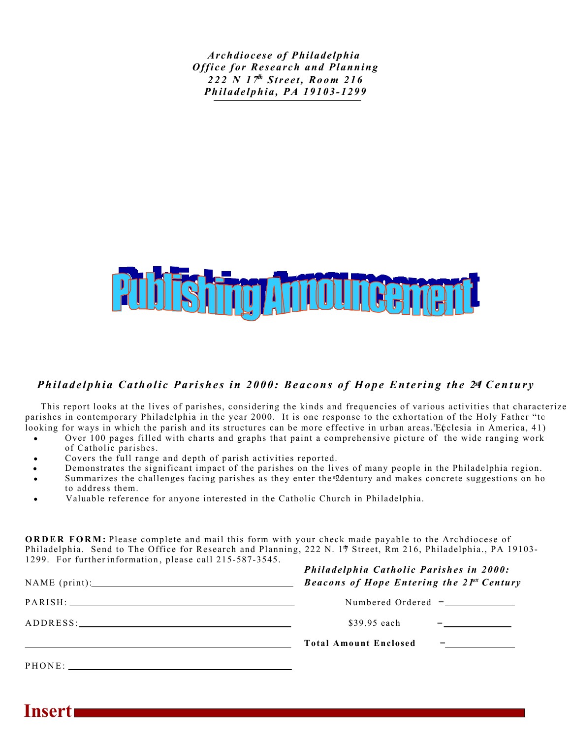*Archdiocese of Philadelphia*
*Office for Research and Planning*
*222 N 17th Street, Room 216*
*Philadelphia, PA 19103-1299*

# Publishing Announcement

### *Philadelphia Catholic Parishes in 2000: Beacons of Hope Entering the 21st Century*

This report looks at the lives of parishes, considering the kinds and frequencies of various activities that characterize parishes in contemporary Philadelphia in the year 2000. It is one response to the exhortation of the Holy Father "to looking for ways in which the parish and its structures can be more effective in urban areas." (*Ecclesia in America*, 41)

- Over 100 pages filled with charts and graphs that paint a comprehensive picture of the wide ranging work of Catholic parishes.
- Covers the full range and depth of parish activities reported.
- Demonstrates the significant impact of the parishes on the lives of many people in the Philadelphia region.
- Summarizes the challenges facing parishes as they enter the 21st century and makes concrete suggestions on ho to address them.
- Valuable reference for anyone interested in the Catholic Church in Philadelphia.

**ORDER FORM:** Please complete and mail this form with your check made payable to the Archdiocese of Philadelphia. Send to The Office for Research and Planning, 222 N. 17th Street, Rm 216, Philadelphia., PA 19103-1299. For further information, please call 215-587-3545.

***Philadelphia Catholic Parishes in 2000: Beacons of Hope Entering the 21st Century***

NAME (print): ______________________

PARISH: ______________________

ADDRESS: ______________________

______________________

PHONE: ______________________

Numbered Ordered = ____________

$39.95 each = ____________

**Total Amount Enclosed** = ____________

**Insert**